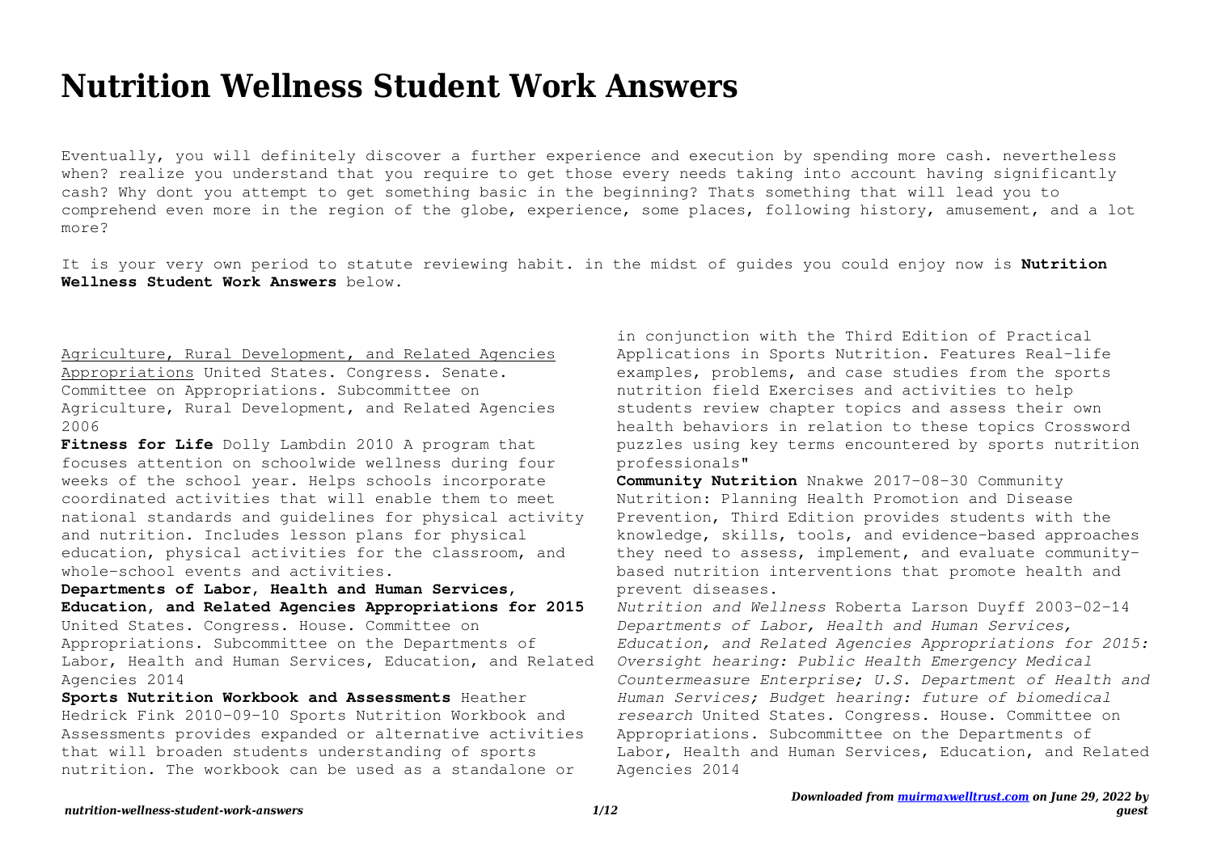# Nutrition Wellness Student Work Answers

Eventually, you will definitely discover a further experience and execution by spending more cash. nevertheless when? realize you understand that you require to get those every needs taking into account having significantly cash? Why dont you attempt to get something basic in the beginning? Thats something that will lead you to comprehend even more in the region of the globe, experience, some places, following history, amusement, and a lot more?

It is your very own period to statute reviewing habit. in the midst of guides you could enjoy now is **Nutrition Wellness Student Work Answers** below.

Agriculture, Rural Development, and Related Agencies Appropriations United States. Congress. Senate. Committee on Appropriations. Subcommittee on Agriculture, Rural Development, and Related Agencies 2006

**Fitness for Life** Dolly Lambdin 2010 A program that focuses attention on schoolwide wellness during four weeks of the school year. Helps schools incorporate coordinated activities that will enable them to meet national standards and guidelines for physical activity and nutrition. Includes lesson plans for physical education, physical activities for the classroom, and whole-school events and activities.

**Departments of Labor, Health and Human Services, Education, and Related Agencies Appropriations for 2015** United States. Congress. House. Committee on Appropriations. Subcommittee on the Departments of Labor, Health and Human Services, Education, and Related Agencies 2014

**Sports Nutrition Workbook and Assessments** Heather Hedrick Fink 2010-09-10 Sports Nutrition Workbook and Assessments provides expanded or alternative activities that will broaden students understanding of sports nutrition. The workbook can be used as a standalone or in conjunction with the Third Edition of Practical Applications in Sports Nutrition. Features Real-life examples, problems, and case studies from the sports nutrition field Exercises and activities to help students review chapter topics and assess their own health behaviors in relation to these topics Crossword puzzles using key terms encountered by sports nutrition professionals"

**Community Nutrition** Nnakwe 2017-08-30 Community Nutrition: Planning Health Promotion and Disease Prevention, Third Edition provides students with the knowledge, skills, tools, and evidence-based approaches they need to assess, implement, and evaluate community-based nutrition interventions that promote health and prevent diseases.

*Nutrition and Wellness* Roberta Larson Duyff 2003-02-14

*Departments of Labor, Health and Human Services, Education, and Related Agencies Appropriations for 2015: Oversight hearing: Public Health Emergency Medical Countermeasure Enterprise; U.S. Department of Health and Human Services; Budget hearing: future of biomedical research* United States. Congress. House. Committee on Appropriations. Subcommittee on the Departments of Labor, Health and Human Services, Education, and Related Agencies 2014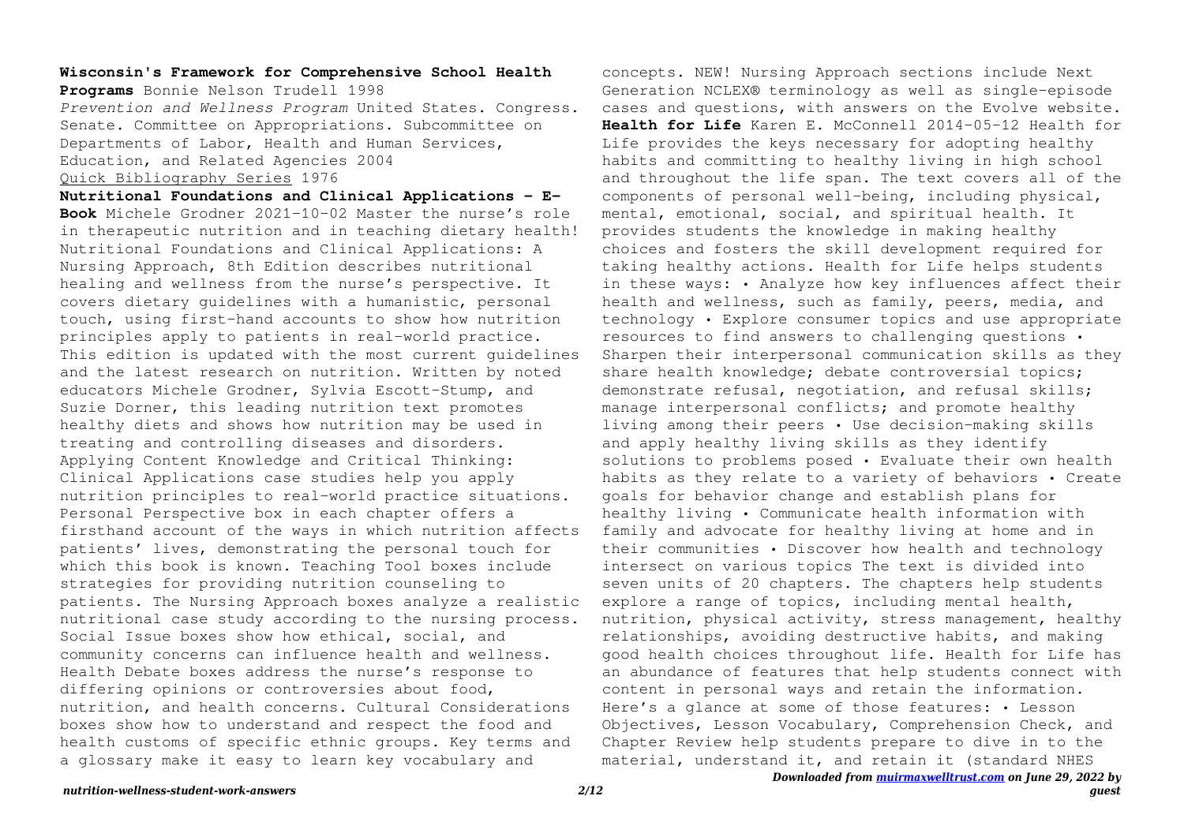**Wisconsin's Framework for Comprehensive School Health Programs** Bonnie Nelson Trudell 1998

*Prevention and Wellness Program* United States. Congress. Senate. Committee on Appropriations. Subcommittee on Departments of Labor, Health and Human Services, Education, and Related Agencies 2004

Quick Bibliography Series 1976

**Nutritional Foundations and Clinical Applications - E-Book** Michele Grodner 2021-10-02 Master the nurse's role in therapeutic nutrition and in teaching dietary health! Nutritional Foundations and Clinical Applications: A Nursing Approach, 8th Edition describes nutritional healing and wellness from the nurse's perspective. It covers dietary guidelines with a humanistic, personal touch, using first-hand accounts to show how nutrition principles apply to patients in real-world practice. This edition is updated with the most current guidelines and the latest research on nutrition. Written by noted educators Michele Grodner, Sylvia Escott-Stump, and Suzie Dorner, this leading nutrition text promotes healthy diets and shows how nutrition may be used in treating and controlling diseases and disorders. Applying Content Knowledge and Critical Thinking: Clinical Applications case studies help you apply nutrition principles to real-world practice situations. Personal Perspective box in each chapter offers a firsthand account of the ways in which nutrition affects patients' lives, demonstrating the personal touch for which this book is known. Teaching Tool boxes include strategies for providing nutrition counseling to patients. The Nursing Approach boxes analyze a realistic nutritional case study according to the nursing process. Social Issue boxes show how ethical, social, and community concerns can influence health and wellness. Health Debate boxes address the nurse's response to differing opinions or controversies about food, nutrition, and health concerns. Cultural Considerations boxes show how to understand and respect the food and health customs of specific ethnic groups. Key terms and a glossary make it easy to learn key vocabulary and concepts. NEW! Nursing Approach sections include Next Generation NCLEX® terminology as well as single-episode cases and questions, with answers on the Evolve website.

**Health for Life** Karen E. McConnell 2014-05-12 Health for Life provides the keys necessary for adopting healthy habits and committing to healthy living in high school and throughout the life span. The text covers all of the components of personal well-being, including physical, mental, emotional, social, and spiritual health. It provides students the knowledge in making healthy choices and fosters the skill development required for taking healthy actions. Health for Life helps students in these ways: • Analyze how key influences affect their health and wellness, such as family, peers, media, and technology • Explore consumer topics and use appropriate resources to find answers to challenging questions • Sharpen their interpersonal communication skills as they share health knowledge; debate controversial topics; demonstrate refusal, negotiation, and refusal skills; manage interpersonal conflicts; and promote healthy living among their peers • Use decision-making skills and apply healthy living skills as they identify solutions to problems posed • Evaluate their own health habits as they relate to a variety of behaviors • Create goals for behavior change and establish plans for healthy living • Communicate health information with family and advocate for healthy living at home and in their communities • Discover how health and technology intersect on various topics The text is divided into seven units of 20 chapters. The chapters help students explore a range of topics, including mental health, nutrition, physical activity, stress management, healthy relationships, avoiding destructive habits, and making good health choices throughout life. Health for Life has an abundance of features that help students connect with content in personal ways and retain the information. Here's a glance at some of those features: • Lesson Objectives, Lesson Vocabulary, Comprehension Check, and Chapter Review help students prepare to dive in to the material, understand it, and retain it (standard NHES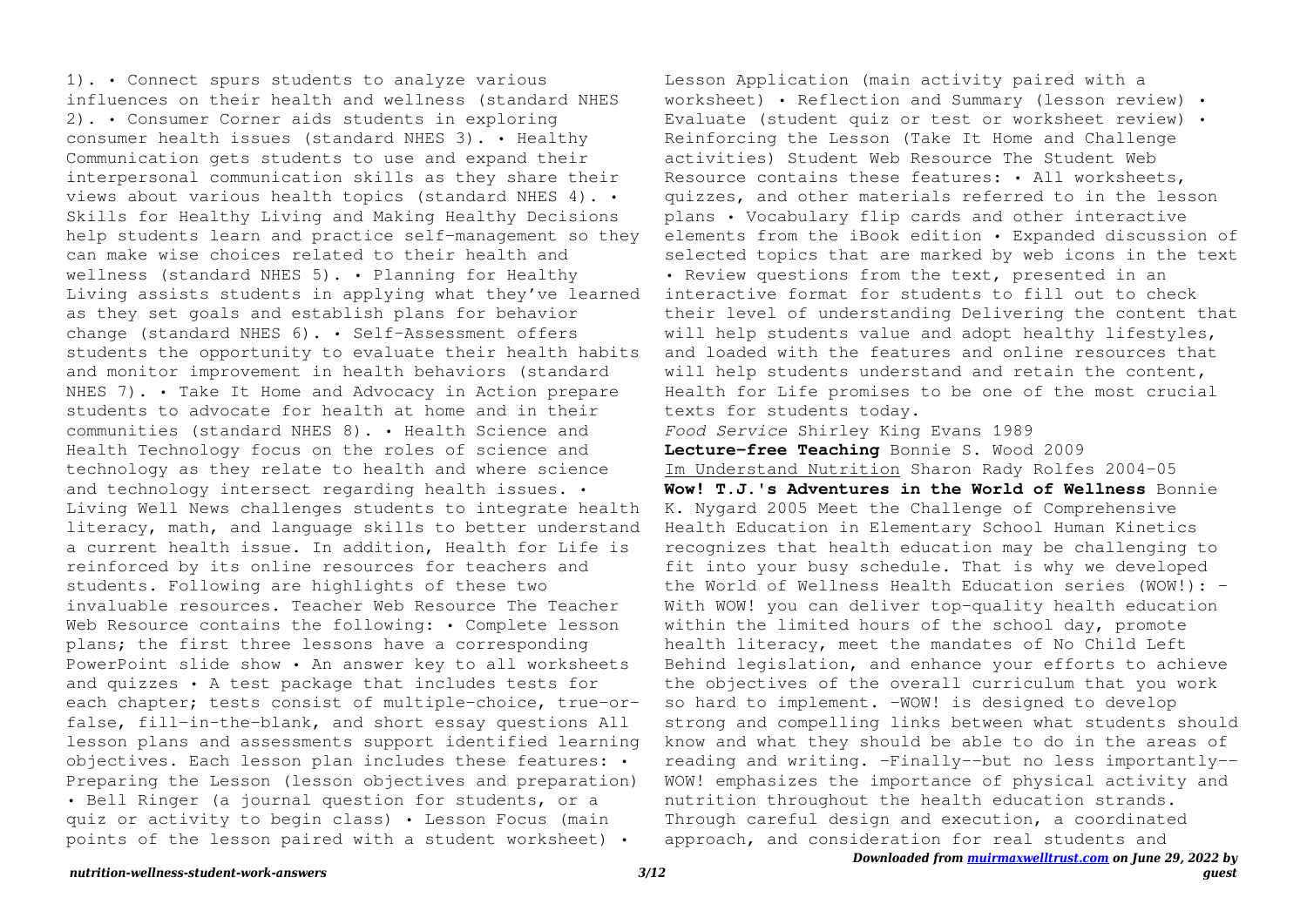1). • Connect spurs students to analyze various influences on their health and wellness (standard NHES 2). • Consumer Corner aids students in exploring consumer health issues (standard NHES 3). • Healthy Communication gets students to use and expand their interpersonal communication skills as they share their views about various health topics (standard NHES 4). • Skills for Healthy Living and Making Healthy Decisions help students learn and practice self-management so they can make wise choices related to their health and wellness (standard NHES 5). • Planning for Healthy Living assists students in applying what they've learned as they set goals and establish plans for behavior change (standard NHES 6). • Self-Assessment offers students the opportunity to evaluate their health habits and monitor improvement in health behaviors (standard NHES 7). • Take It Home and Advocacy in Action prepare students to advocate for health at home and in their communities (standard NHES 8). • Health Science and Health Technology focus on the roles of science and technology as they relate to health and where science and technology intersect regarding health issues. • Living Well News challenges students to integrate health literacy, math, and language skills to better understand a current health issue. In addition, Health for Life is reinforced by its online resources for teachers and students. Following are highlights of these two invaluable resources. Teacher Web Resource The Teacher Web Resource contains the following: • Complete lesson plans; the first three lessons have a corresponding PowerPoint slide show • An answer key to all worksheets and quizzes • A test package that includes tests for each chapter; tests consist of multiple-choice, true-or-false, fill-in-the-blank, and short essay questions All lesson plans and assessments support identified learning objectives. Each lesson plan includes these features: • Preparing the Lesson (lesson objectives and preparation) • Bell Ringer (a journal question for students, or a quiz or activity to begin class) • Lesson Focus (main points of the lesson paired with a student worksheet) • Lesson Application (main activity paired with a worksheet) • Reflection and Summary (lesson review) • Evaluate (student quiz or test or worksheet review) • Reinforcing the Lesson (Take It Home and Challenge activities) Student Web Resource The Student Web Resource contains these features: • All worksheets, quizzes, and other materials referred to in the lesson plans • Vocabulary flip cards and other interactive elements from the iBook edition • Expanded discussion of selected topics that are marked by web icons in the text • Review questions from the text, presented in an interactive format for students to fill out to check their level of understanding Delivering the content that will help students value and adopt healthy lifestyles, and loaded with the features and online resources that will help students understand and retain the content, Health for Life promises to be one of the most crucial texts for students today.

*Food Service* Shirley King Evans 1989

**Lecture-free Teaching** Bonnie S. Wood 2009

Im Understand Nutrition Sharon Rady Rolfes 2004-05

**Wow! T.J.'s Adventures in the World of Wellness** Bonnie K. Nygard 2005 Meet the Challenge of Comprehensive Health Education in Elementary School Human Kinetics recognizes that health education may be challenging to fit into your busy schedule. That is why we developed the World of Wellness Health Education series (WOW!): -With WOW! you can deliver top-quality health education within the limited hours of the school day, promote health literacy, meet the mandates of No Child Left Behind legislation, and enhance your efforts to achieve the objectives of the overall curriculum that you work so hard to implement. -WOW! is designed to develop strong and compelling links between what students should know and what they should be able to do in the areas of reading and writing. -Finally--but no less importantly--WOW! emphasizes the importance of physical activity and nutrition throughout the health education strands. Through careful design and execution, a coordinated approach, and consideration for real students and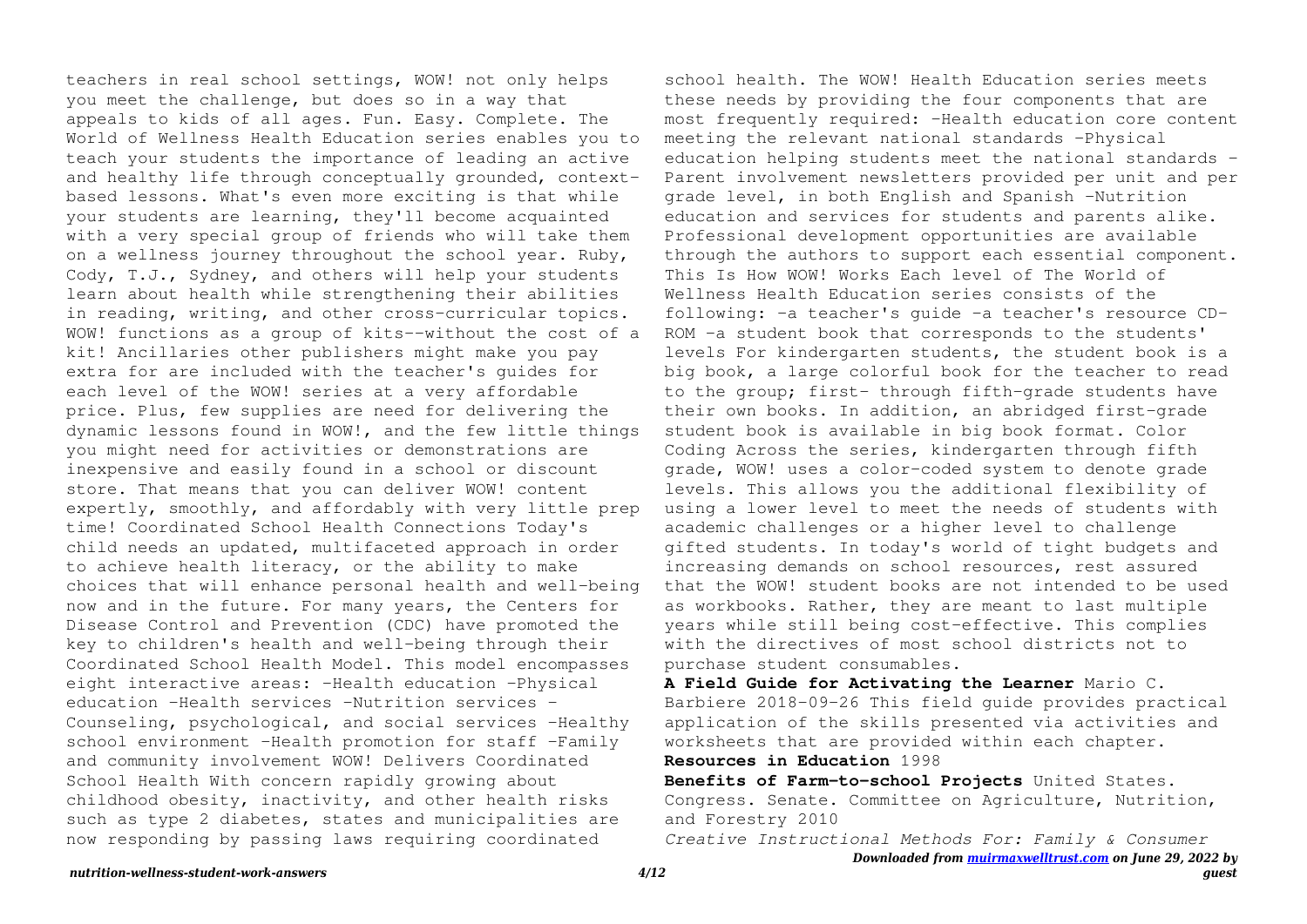teachers in real school settings, WOW! not only helps you meet the challenge, but does so in a way that appeals to kids of all ages. Fun. Easy. Complete. The World of Wellness Health Education series enables you to teach your students the importance of leading an active and healthy life through conceptually grounded, context-based lessons. What's even more exciting is that while your students are learning, they'll become acquainted with a very special group of friends who will take them on a wellness journey throughout the school year. Ruby, Cody, T.J., Sydney, and others will help your students learn about health while strengthening their abilities in reading, writing, and other cross-curricular topics. WOW! functions as a group of kits--without the cost of a kit! Ancillaries other publishers might make you pay extra for are included with the teacher's guides for each level of the WOW! series at a very affordable price. Plus, few supplies are need for delivering the dynamic lessons found in WOW!, and the few little things you might need for activities or demonstrations are inexpensive and easily found in a school or discount store. That means that you can deliver WOW! content expertly, smoothly, and affordably with very little prep time! Coordinated School Health Connections Today's child needs an updated, multifaceted approach in order to achieve health literacy, or the ability to make choices that will enhance personal health and well-being now and in the future. For many years, the Centers for Disease Control and Prevention (CDC) have promoted the key to children's health and well-being through their Coordinated School Health Model. This model encompasses eight interactive areas: -Health education -Physical education -Health services -Nutrition services -Counseling, psychological, and social services -Healthy school environment -Health promotion for staff -Family and community involvement WOW! Delivers Coordinated School Health With concern rapidly growing about childhood obesity, inactivity, and other health risks such as type 2 diabetes, states and municipalities are now responding by passing laws requiring coordinated school health. The WOW! Health Education series meets these needs by providing the four components that are most frequently required: -Health education core content meeting the relevant national standards -Physical education helping students meet the national standards -Parent involvement newsletters provided per unit and per grade level, in both English and Spanish -Nutrition education and services for students and parents alike. Professional development opportunities are available through the authors to support each essential component. This Is How WOW! Works Each level of The World of Wellness Health Education series consists of the following: -a teacher's guide -a teacher's resource CD-ROM -a student book that corresponds to the students' levels For kindergarten students, the student book is a big book, a large colorful book for the teacher to read to the group; first- through fifth-grade students have their own books. In addition, an abridged first-grade student book is available in big book format. Color Coding Across the series, kindergarten through fifth grade, WOW! uses a color-coded system to denote grade levels. This allows you the additional flexibility of using a lower level to meet the needs of students with academic challenges or a higher level to challenge gifted students. In today's world of tight budgets and increasing demands on school resources, rest assured that the WOW! student books are not intended to be used as workbooks. Rather, they are meant to last multiple years while still being cost-effective. This complies with the directives of most school districts not to purchase student consumables.

**A Field Guide for Activating the Learner** Mario C. Barbiere 2018-09-26 This field guide provides practical application of the skills presented via activities and worksheets that are provided within each chapter.

**Resources in Education** 1998

**Benefits of Farm-to-school Projects** United States. Congress. Senate. Committee on Agriculture, Nutrition, and Forestry 2010

*Creative Instructional Methods For: Family & Consumer*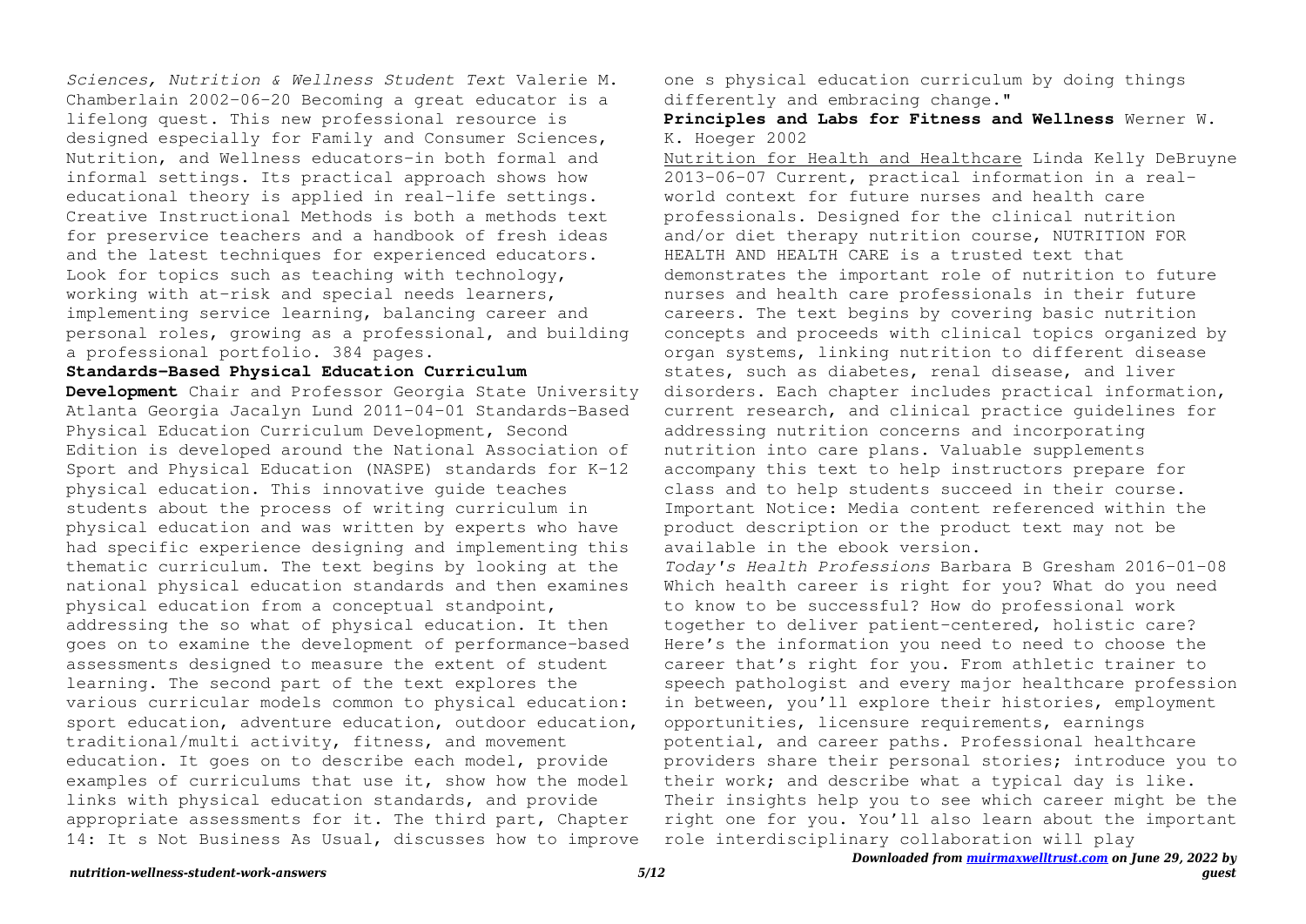*Sciences, Nutrition & Wellness Student Text* Valerie M. Chamberlain 2002-06-20 Becoming a great educator is a lifelong quest. This new professional resource is designed especially for Family and Consumer Sciences, Nutrition, and Wellness educators-in both formal and informal settings. Its practical approach shows how educational theory is applied in real-life settings. Creative Instructional Methods is both a methods text for preservice teachers and a handbook of fresh ideas and the latest techniques for experienced educators. Look for topics such as teaching with technology, working with at-risk and special needs learners, implementing service learning, balancing career and personal roles, growing as a professional, and building a professional portfolio. 384 pages.

**Standards-Based Physical Education Curriculum Development** Chair and Professor Georgia State University Atlanta Georgia Jacalyn Lund 2011-04-01 Standards-Based Physical Education Curriculum Development, Second Edition is developed around the National Association of Sport and Physical Education (NASPE) standards for K-12 physical education. This innovative guide teaches students about the process of writing curriculum in physical education and was written by experts who have had specific experience designing and implementing this thematic curriculum. The text begins by looking at the national physical education standards and then examines physical education from a conceptual standpoint, addressing the so what of physical education. It then goes on to examine the development of performance-based assessments designed to measure the extent of student learning. The second part of the text explores the various curricular models common to physical education: sport education, adventure education, outdoor education, traditional/multi activity, fitness, and movement education. It goes on to describe each model, provide examples of curriculums that use it, show how the model links with physical education standards, and provide appropriate assessments for it. The third part, Chapter 14: It s Not Business As Usual, discusses how to improve one s physical education curriculum by doing things differently and embracing change."

**Principles and Labs for Fitness and Wellness** Werner W. K. Hoeger 2002

Nutrition for Health and Healthcare Linda Kelly DeBruyne 2013-06-07 Current, practical information in a real-world context for future nurses and health care professionals. Designed for the clinical nutrition and/or diet therapy nutrition course, NUTRITION FOR HEALTH AND HEALTH CARE is a trusted text that demonstrates the important role of nutrition to future nurses and health care professionals in their future careers. The text begins by covering basic nutrition concepts and proceeds with clinical topics organized by organ systems, linking nutrition to different disease states, such as diabetes, renal disease, and liver disorders. Each chapter includes practical information, current research, and clinical practice guidelines for addressing nutrition concerns and incorporating nutrition into care plans. Valuable supplements accompany this text to help instructors prepare for class and to help students succeed in their course. Important Notice: Media content referenced within the product description or the product text may not be available in the ebook version.

*Today's Health Professions* Barbara B Gresham 2016-01-08 Which health career is right for you? What do you need to know to be successful? How do professional work together to deliver patient-centered, holistic care? Here's the information you need to need to choose the career that's right for you. From athletic trainer to speech pathologist and every major healthcare profession in between, you'll explore their histories, employment opportunities, licensure requirements, earnings potential, and career paths. Professional healthcare providers share their personal stories; introduce you to their work; and describe what a typical day is like. Their insights help you to see which career might be the right one for you. You'll also learn about the important role interdisciplinary collaboration will play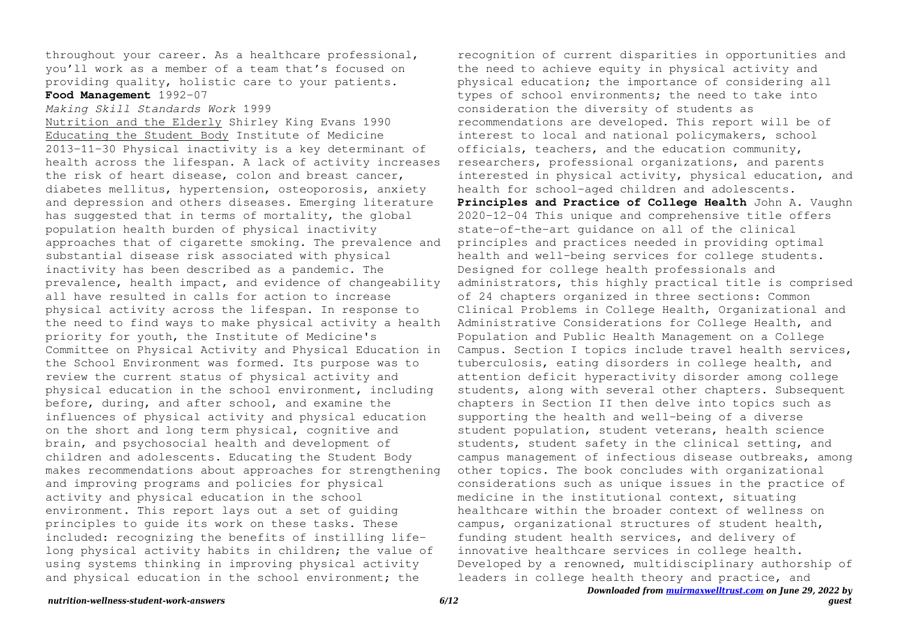throughout your career. As a healthcare professional, you'll work as a member of a team that's focused on providing quality, holistic care to your patients.

**Food Management** 1992-07

*Making Skill Standards Work* 1999

Nutrition and the Elderly Shirley King Evans 1990

Educating the Student Body Institute of Medicine 2013-11-30 Physical inactivity is a key determinant of health across the lifespan. A lack of activity increases the risk of heart disease, colon and breast cancer, diabetes mellitus, hypertension, osteoporosis, anxiety and depression and others diseases. Emerging literature has suggested that in terms of mortality, the global population health burden of physical inactivity approaches that of cigarette smoking. The prevalence and substantial disease risk associated with physical inactivity has been described as a pandemic. The prevalence, health impact, and evidence of changeability all have resulted in calls for action to increase physical activity across the lifespan. In response to the need to find ways to make physical activity a health priority for youth, the Institute of Medicine's Committee on Physical Activity and Physical Education in the School Environment was formed. Its purpose was to review the current status of physical activity and physical education in the school environment, including before, during, and after school, and examine the influences of physical activity and physical education on the short and long term physical, cognitive and brain, and psychosocial health and development of children and adolescents. Educating the Student Body makes recommendations about approaches for strengthening and improving programs and policies for physical activity and physical education in the school environment. This report lays out a set of guiding principles to guide its work on these tasks. These included: recognizing the benefits of instilling life-long physical activity habits in children; the value of using systems thinking in improving physical activity and physical education in the school environment; the recognition of current disparities in opportunities and the need to achieve equity in physical activity and physical education; the importance of considering all types of school environments; the need to take into consideration the diversity of students as recommendations are developed. This report will be of interest to local and national policymakers, school officials, teachers, and the education community, researchers, professional organizations, and parents interested in physical activity, physical education, and health for school-aged children and adolescents.

**Principles and Practice of College Health** John A. Vaughn 2020-12-04 This unique and comprehensive title offers state-of-the-art guidance on all of the clinical principles and practices needed in providing optimal health and well-being services for college students. Designed for college health professionals and administrators, this highly practical title is comprised of 24 chapters organized in three sections: Common Clinical Problems in College Health, Organizational and Administrative Considerations for College Health, and Population and Public Health Management on a College Campus. Section I topics include travel health services, tuberculosis, eating disorders in college health, and attention deficit hyperactivity disorder among college students, along with several other chapters. Subsequent chapters in Section II then delve into topics such as supporting the health and well-being of a diverse student population, student veterans, health science students, student safety in the clinical setting, and campus management of infectious disease outbreaks, among other topics. The book concludes with organizational considerations such as unique issues in the practice of medicine in the institutional context, situating healthcare within the broader context of student wellness on campus, organizational structures of student health, funding student health services, and delivery of innovative healthcare services in college health. Developed by a renowned, multidisciplinary authorship of leaders in college health theory and practice, and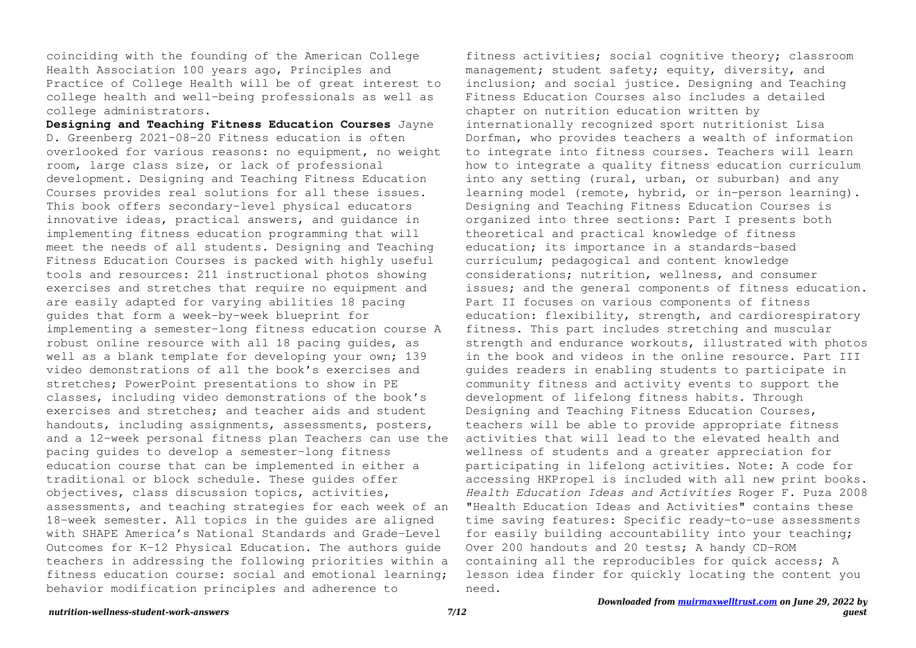coinciding with the founding of the American College Health Association 100 years ago, Principles and Practice of College Health will be of great interest to college health and well-being professionals as well as college administrators.

**Designing and Teaching Fitness Education Courses** Jayne D. Greenberg 2021-08-20 Fitness education is often overlooked for various reasons: no equipment, no weight room, large class size, or lack of professional development. Designing and Teaching Fitness Education Courses provides real solutions for all these issues. This book offers secondary-level physical educators innovative ideas, practical answers, and guidance in implementing fitness education programming that will meet the needs of all students. Designing and Teaching Fitness Education Courses is packed with highly useful tools and resources: 211 instructional photos showing exercises and stretches that require no equipment and are easily adapted for varying abilities 18 pacing guides that form a week-by-week blueprint for implementing a semester-long fitness education course A robust online resource with all 18 pacing guides, as well as a blank template for developing your own; 139 video demonstrations of all the book's exercises and stretches; PowerPoint presentations to show in PE classes, including video demonstrations of the book's exercises and stretches; and teacher aids and student handouts, including assignments, assessments, posters, and a 12-week personal fitness plan Teachers can use the pacing guides to develop a semester-long fitness education course that can be implemented in either a traditional or block schedule. These guides offer objectives, class discussion topics, activities, assessments, and teaching strategies for each week of an 18-week semester. All topics in the guides are aligned with SHAPE America's National Standards and Grade-Level Outcomes for K-12 Physical Education. The authors guide teachers in addressing the following priorities within a fitness education course: social and emotional learning; behavior modification principles and adherence to fitness activities; social cognitive theory; classroom management; student safety; equity, diversity, and inclusion; and social justice. Designing and Teaching Fitness Education Courses also includes a detailed chapter on nutrition education written by internationally recognized sport nutritionist Lisa Dorfman, who provides teachers a wealth of information to integrate into fitness courses. Teachers will learn how to integrate a quality fitness education curriculum into any setting (rural, urban, or suburban) and any learning model (remote, hybrid, or in-person learning). Designing and Teaching Fitness Education Courses is organized into three sections: Part I presents both theoretical and practical knowledge of fitness education; its importance in a standards-based curriculum; pedagogical and content knowledge considerations; nutrition, wellness, and consumer issues; and the general components of fitness education. Part II focuses on various components of fitness education: flexibility, strength, and cardiorespiratory fitness. This part includes stretching and muscular strength and endurance workouts, illustrated with photos in the book and videos in the online resource. Part III guides readers in enabling students to participate in community fitness and activity events to support the development of lifelong fitness habits. Through Designing and Teaching Fitness Education Courses, teachers will be able to provide appropriate fitness activities that will lead to the elevated health and wellness of students and a greater appreciation for participating in lifelong activities. Note: A code for accessing HKPropel is included with all new print books.

*Health Education Ideas and Activities* Roger F. Puza 2008 "Health Education Ideas and Activities" contains these time saving features: Specific ready-to-use assessments for easily building accountability into your teaching; Over 200 handouts and 20 tests; A handy CD-ROM containing all the reproducibles for quick access; A lesson idea finder for quickly locating the content you need.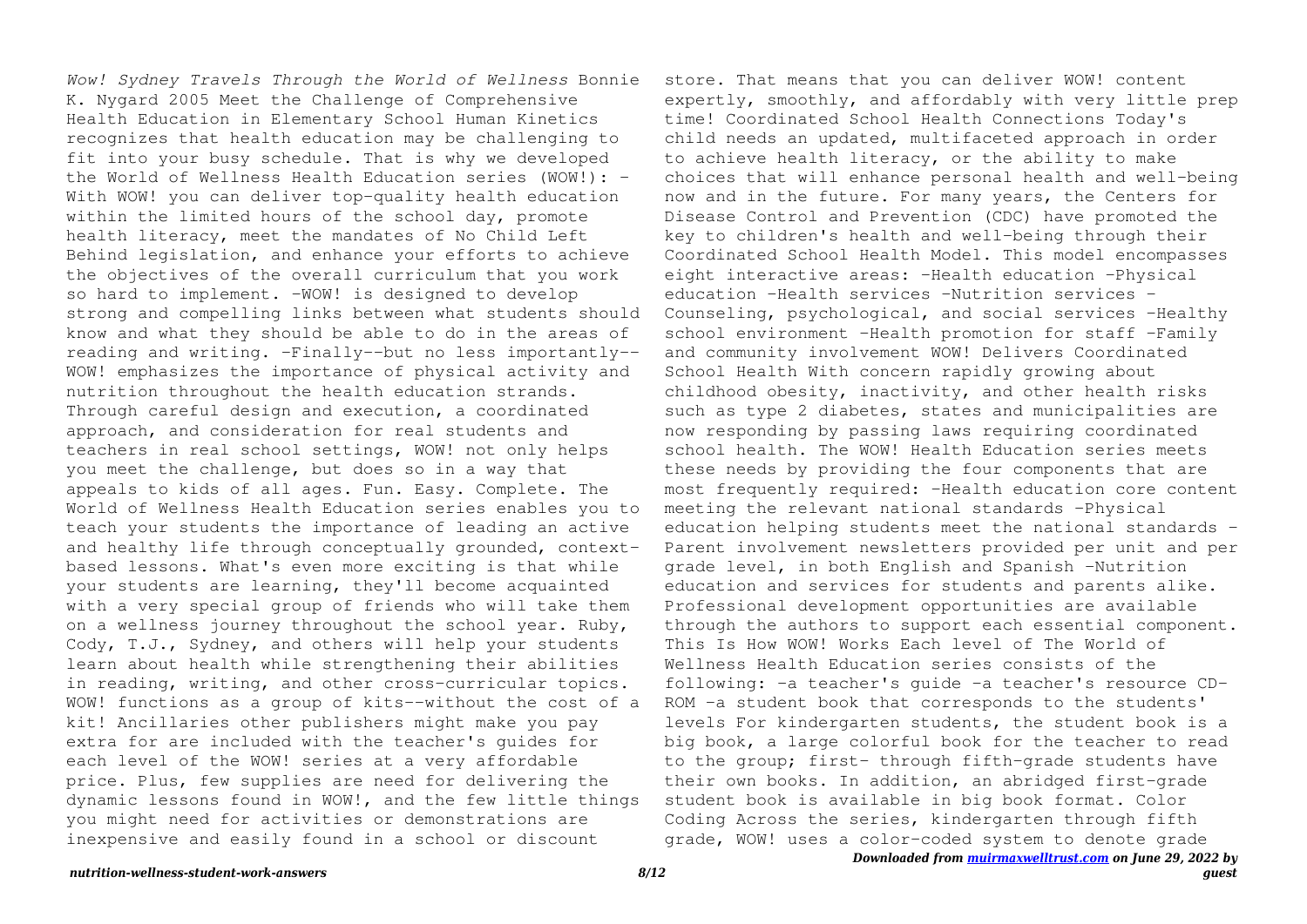*Wow! Sydney Travels Through the World of Wellness* Bonnie K. Nygard 2005 Meet the Challenge of Comprehensive Health Education in Elementary School Human Kinetics recognizes that health education may be challenging to fit into your busy schedule. That is why we developed the World of Wellness Health Education series (WOW!): -With WOW! you can deliver top-quality health education within the limited hours of the school day, promote health literacy, meet the mandates of No Child Left Behind legislation, and enhance your efforts to achieve the objectives of the overall curriculum that you work so hard to implement. -WOW! is designed to develop strong and compelling links between what students should know and what they should be able to do in the areas of reading and writing. -Finally--but no less importantly--WOW! emphasizes the importance of physical activity and nutrition throughout the health education strands. Through careful design and execution, a coordinated approach, and consideration for real students and teachers in real school settings, WOW! not only helps you meet the challenge, but does so in a way that appeals to kids of all ages. Fun. Easy. Complete. The World of Wellness Health Education series enables you to teach your students the importance of leading an active and healthy life through conceptually grounded, context-based lessons. What's even more exciting is that while your students are learning, they'll become acquainted with a very special group of friends who will take them on a wellness journey throughout the school year. Ruby, Cody, T.J., Sydney, and others will help your students learn about health while strengthening their abilities in reading, writing, and other cross-curricular topics. WOW! functions as a group of kits--without the cost of a kit! Ancillaries other publishers might make you pay extra for are included with the teacher's guides for each level of the WOW! series at a very affordable price. Plus, few supplies are need for delivering the dynamic lessons found in WOW!, and the few little things you might need for activities or demonstrations are inexpensive and easily found in a school or discount store. That means that you can deliver WOW! content expertly, smoothly, and affordably with very little prep time! Coordinated School Health Connections Today's child needs an updated, multifaceted approach in order to achieve health literacy, or the ability to make choices that will enhance personal health and well-being now and in the future. For many years, the Centers for Disease Control and Prevention (CDC) have promoted the key to children's health and well-being through their Coordinated School Health Model. This model encompasses eight interactive areas: -Health education -Physical education -Health services -Nutrition services -Counseling, psychological, and social services -Healthy school environment -Health promotion for staff -Family and community involvement WOW! Delivers Coordinated School Health With concern rapidly growing about childhood obesity, inactivity, and other health risks such as type 2 diabetes, states and municipalities are now responding by passing laws requiring coordinated school health. The WOW! Health Education series meets these needs by providing the four components that are most frequently required: -Health education core content meeting the relevant national standards -Physical education helping students meet the national standards -Parent involvement newsletters provided per unit and per grade level, in both English and Spanish -Nutrition education and services for students and parents alike. Professional development opportunities are available through the authors to support each essential component. This Is How WOW! Works Each level of The World of Wellness Health Education series consists of the following: -a teacher's guide -a teacher's resource CD-ROM -a student book that corresponds to the students' levels For kindergarten students, the student book is a big book, a large colorful book for the teacher to read to the group; first- through fifth-grade students have their own books. In addition, an abridged first-grade student book is available in big book format. Color Coding Across the series, kindergarten through fifth grade, WOW! uses a color-coded system to denote grade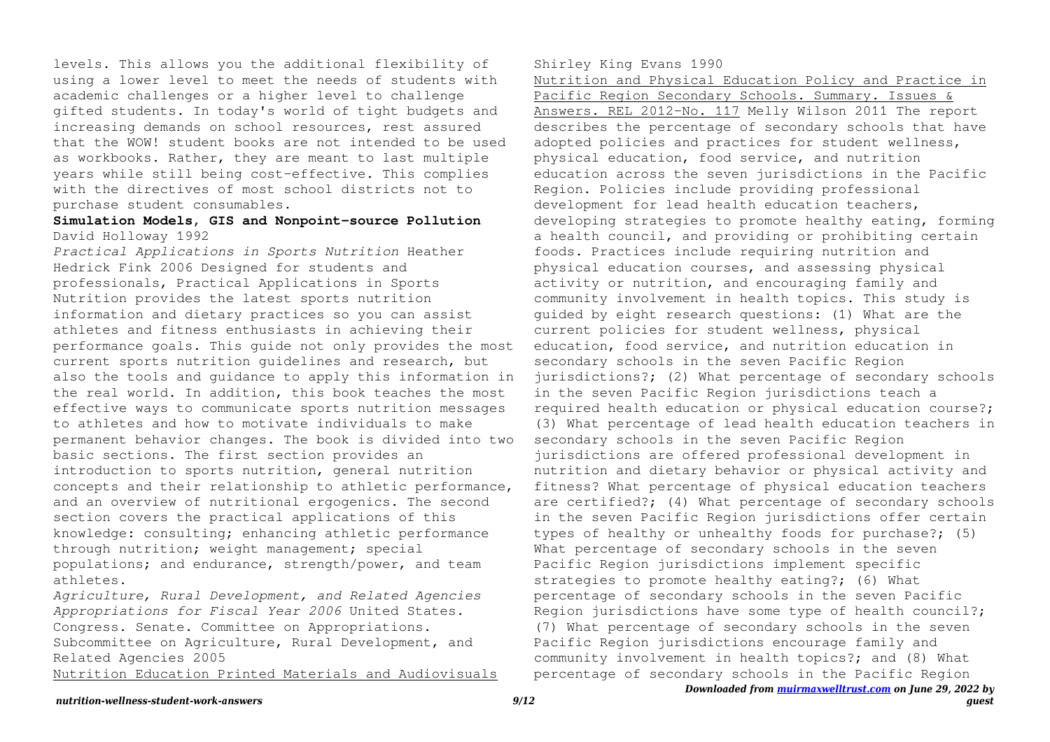levels. This allows you the additional flexibility of using a lower level to meet the needs of students with academic challenges or a higher level to challenge gifted students. In today's world of tight budgets and increasing demands on school resources, rest assured that the WOW! student books are not intended to be used as workbooks. Rather, they are meant to last multiple years while still being cost-effective. This complies with the directives of most school districts not to purchase student consumables.

**Simulation Models, GIS and Nonpoint-source Pollution** David Holloway 1992

*Practical Applications in Sports Nutrition* Heather Hedrick Fink 2006 Designed for students and professionals, Practical Applications in Sports Nutrition provides the latest sports nutrition information and dietary practices so you can assist athletes and fitness enthusiasts in achieving their performance goals. This guide not only provides the most current sports nutrition guidelines and research, but also the tools and guidance to apply this information in the real world. In addition, this book teaches the most effective ways to communicate sports nutrition messages to athletes and how to motivate individuals to make permanent behavior changes. The book is divided into two basic sections. The first section provides an introduction to sports nutrition, general nutrition concepts and their relationship to athletic performance, and an overview of nutritional ergogenics. The second section covers the practical applications of this knowledge: consulting; enhancing athletic performance through nutrition; weight management; special populations; and endurance, strength/power, and team athletes.

*Agriculture, Rural Development, and Related Agencies Appropriations for Fiscal Year 2006* United States. Congress. Senate. Committee on Appropriations. Subcommittee on Agriculture, Rural Development, and Related Agencies 2005

Nutrition Education Printed Materials and Audiovisuals Shirley King Evans 1990

Nutrition and Physical Education Policy and Practice in Pacific Region Secondary Schools. Summary. Issues & Answers. REL 2012-No. 117 Melly Wilson 2011 The report describes the percentage of secondary schools that have adopted policies and practices for student wellness, physical education, food service, and nutrition education across the seven jurisdictions in the Pacific Region. Policies include providing professional development for lead health education teachers, developing strategies to promote healthy eating, forming a health council, and providing or prohibiting certain foods. Practices include requiring nutrition and physical education courses, and assessing physical activity or nutrition, and encouraging family and community involvement in health topics. This study is guided by eight research questions: (1) What are the current policies for student wellness, physical education, food service, and nutrition education in secondary schools in the seven Pacific Region jurisdictions?; (2) What percentage of secondary schools in the seven Pacific Region jurisdictions teach a required health education or physical education course?; (3) What percentage of lead health education teachers in secondary schools in the seven Pacific Region jurisdictions are offered professional development in nutrition and dietary behavior or physical activity and fitness? What percentage of physical education teachers are certified?; (4) What percentage of secondary schools in the seven Pacific Region jurisdictions offer certain types of healthy or unhealthy foods for purchase?; (5) What percentage of secondary schools in the seven Pacific Region jurisdictions implement specific strategies to promote healthy eating?; (6) What percentage of secondary schools in the seven Pacific Region jurisdictions have some type of health council?; (7) What percentage of secondary schools in the seven Pacific Region jurisdictions encourage family and community involvement in health topics?; and (8) What percentage of secondary schools in the Pacific Region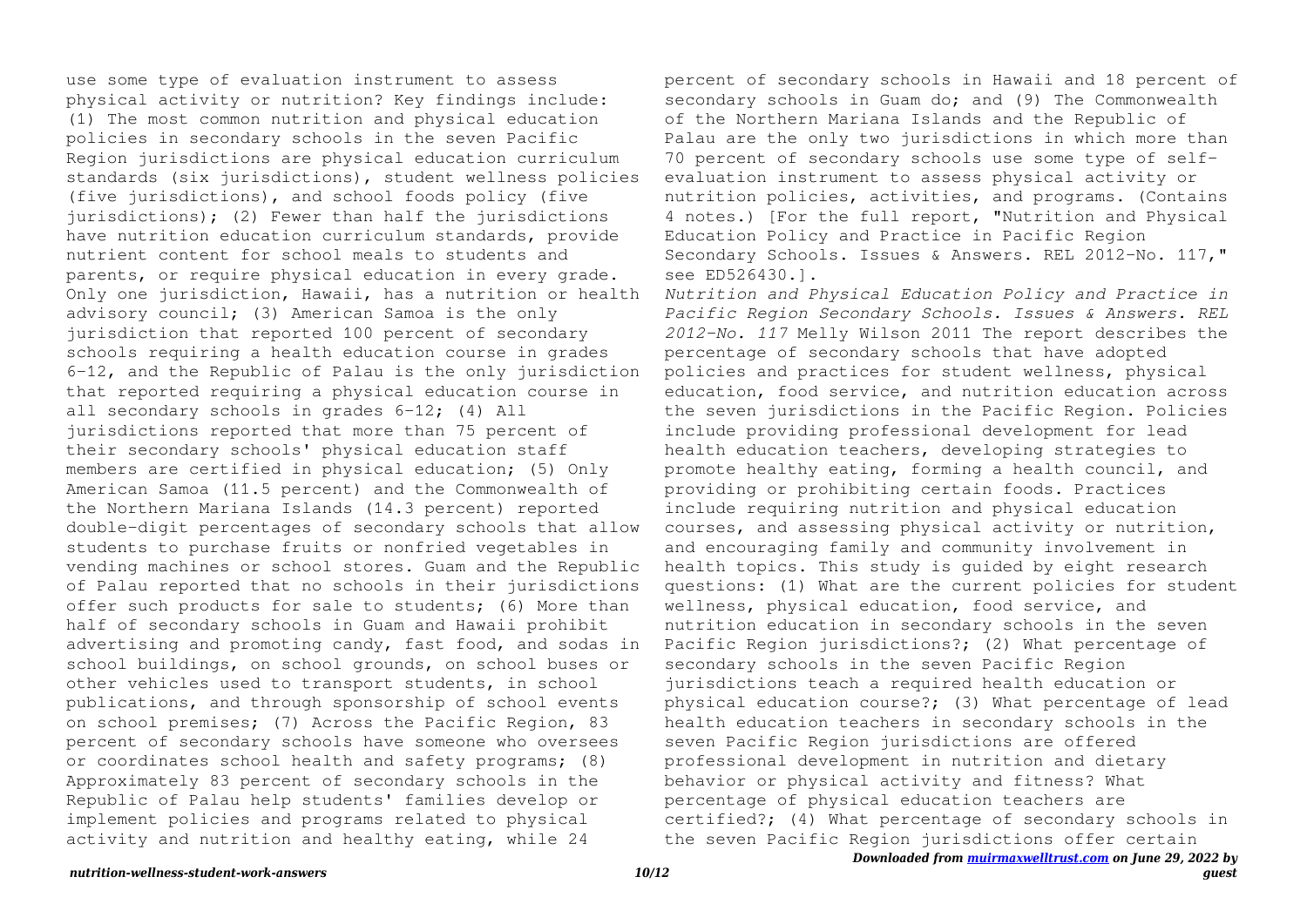use some type of evaluation instrument to assess physical activity or nutrition? Key findings include: (1) The most common nutrition and physical education policies in secondary schools in the seven Pacific Region jurisdictions are physical education curriculum standards (six jurisdictions), student wellness policies (five jurisdictions), and school foods policy (five jurisdictions); (2) Fewer than half the jurisdictions have nutrition education curriculum standards, provide nutrient content for school meals to students and parents, or require physical education in every grade. Only one jurisdiction, Hawaii, has a nutrition or health advisory council; (3) American Samoa is the only jurisdiction that reported 100 percent of secondary schools requiring a health education course in grades 6-12, and the Republic of Palau is the only jurisdiction that reported requiring a physical education course in all secondary schools in grades 6-12; (4) All jurisdictions reported that more than 75 percent of their secondary schools' physical education staff members are certified in physical education; (5) Only American Samoa (11.5 percent) and the Commonwealth of the Northern Mariana Islands (14.3 percent) reported double-digit percentages of secondary schools that allow students to purchase fruits or nonfried vegetables in vending machines or school stores. Guam and the Republic of Palau reported that no schools in their jurisdictions offer such products for sale to students; (6) More than half of secondary schools in Guam and Hawaii prohibit advertising and promoting candy, fast food, and sodas in school buildings, on school grounds, on school buses or other vehicles used to transport students, in school publications, and through sponsorship of school events on school premises; (7) Across the Pacific Region, 83 percent of secondary schools have someone who oversees or coordinates school health and safety programs; (8) Approximately 83 percent of secondary schools in the Republic of Palau help students' families develop or implement policies and programs related to physical activity and nutrition and healthy eating, while 24 percent of secondary schools in Hawaii and 18 percent of secondary schools in Guam do; and (9) The Commonwealth of the Northern Mariana Islands and the Republic of Palau are the only two jurisdictions in which more than 70 percent of secondary schools use some type of self-evaluation instrument to assess physical activity or nutrition policies, activities, and programs. (Contains 4 notes.) [For the full report, "Nutrition and Physical Education Policy and Practice in Pacific Region Secondary Schools. Issues & Answers. REL 2012-No. 117," see ED526430.].

*Nutrition and Physical Education Policy and Practice in Pacific Region Secondary Schools. Issues & Answers. REL 2012-No. 117* Melly Wilson 2011 The report describes the percentage of secondary schools that have adopted policies and practices for student wellness, physical education, food service, and nutrition education across the seven jurisdictions in the Pacific Region. Policies include providing professional development for lead health education teachers, developing strategies to promote healthy eating, forming a health council, and providing or prohibiting certain foods. Practices include requiring nutrition and physical education courses, and assessing physical activity or nutrition, and encouraging family and community involvement in health topics. This study is guided by eight research questions: (1) What are the current policies for student wellness, physical education, food service, and nutrition education in secondary schools in the seven Pacific Region jurisdictions?; (2) What percentage of secondary schools in the seven Pacific Region jurisdictions teach a required health education or physical education course?; (3) What percentage of lead health education teachers in secondary schools in the seven Pacific Region jurisdictions are offered professional development in nutrition and dietary behavior or physical activity and fitness? What percentage of physical education teachers are certified?; (4) What percentage of secondary schools in the seven Pacific Region jurisdictions offer certain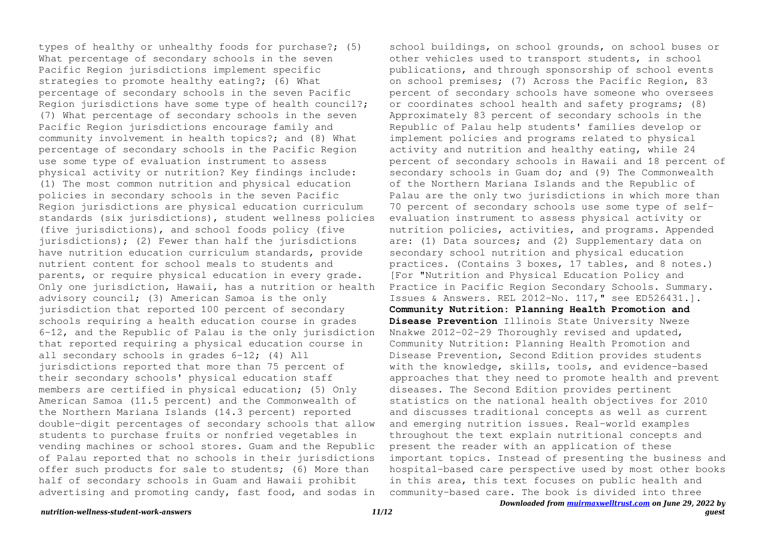types of healthy or unhealthy foods for purchase?; (5) What percentage of secondary schools in the seven Pacific Region jurisdictions implement specific strategies to promote healthy eating?; (6) What percentage of secondary schools in the seven Pacific Region jurisdictions have some type of health council?; (7) What percentage of secondary schools in the seven Pacific Region jurisdictions encourage family and community involvement in health topics?; and (8) What percentage of secondary schools in the Pacific Region use some type of evaluation instrument to assess physical activity or nutrition? Key findings include: (1) The most common nutrition and physical education policies in secondary schools in the seven Pacific Region jurisdictions are physical education curriculum standards (six jurisdictions), student wellness policies (five jurisdictions), and school foods policy (five jurisdictions); (2) Fewer than half the jurisdictions have nutrition education curriculum standards, provide nutrient content for school meals to students and parents, or require physical education in every grade. Only one jurisdiction, Hawaii, has a nutrition or health advisory council; (3) American Samoa is the only jurisdiction that reported 100 percent of secondary schools requiring a health education course in grades 6-12, and the Republic of Palau is the only jurisdiction that reported requiring a physical education course in all secondary schools in grades 6-12; (4) All jurisdictions reported that more than 75 percent of their secondary schools' physical education staff members are certified in physical education; (5) Only American Samoa (11.5 percent) and the Commonwealth of the Northern Mariana Islands (14.3 percent) reported double-digit percentages of secondary schools that allow students to purchase fruits or nonfried vegetables in vending machines or school stores. Guam and the Republic of Palau reported that no schools in their jurisdictions offer such products for sale to students; (6) More than half of secondary schools in Guam and Hawaii prohibit advertising and promoting candy, fast food, and sodas in school buildings, on school grounds, on school buses or other vehicles used to transport students, in school publications, and through sponsorship of school events on school premises; (7) Across the Pacific Region, 83 percent of secondary schools have someone who oversees or coordinates school health and safety programs; (8) Approximately 83 percent of secondary schools in the Republic of Palau help students' families develop or implement policies and programs related to physical activity and nutrition and healthy eating, while 24 percent of secondary schools in Hawaii and 18 percent of secondary schools in Guam do; and (9) The Commonwealth of the Northern Mariana Islands and the Republic of Palau are the only two jurisdictions in which more than 70 percent of secondary schools use some type of self-evaluation instrument to assess physical activity or nutrition policies, activities, and programs. Appended are: (1) Data sources; and (2) Supplementary data on secondary school nutrition and physical education practices. (Contains 3 boxes, 17 tables, and 8 notes.) [For "Nutrition and Physical Education Policy and Practice in Pacific Region Secondary Schools. Summary. Issues & Answers. REL 2012-No. 117," see ED526431.].

**Community Nutrition: Planning Health Promotion and Disease Prevention** Illinois State University Nweze Nnakwe 2012-02-29 Thoroughly revised and updated, Community Nutrition: Planning Health Promotion and Disease Prevention, Second Edition provides students with the knowledge, skills, tools, and evidence-based approaches that they need to promote health and prevent diseases. The Second Edition provides pertinent statistics on the national health objectives for 2010 and discusses traditional concepts as well as current and emerging nutrition issues. Real-world examples throughout the text explain nutritional concepts and present the reader with an application of these important topics. Instead of presenting the business and hospital-based care perspective used by most other books in this area, this text focuses on public health and community-based care. The book is divided into three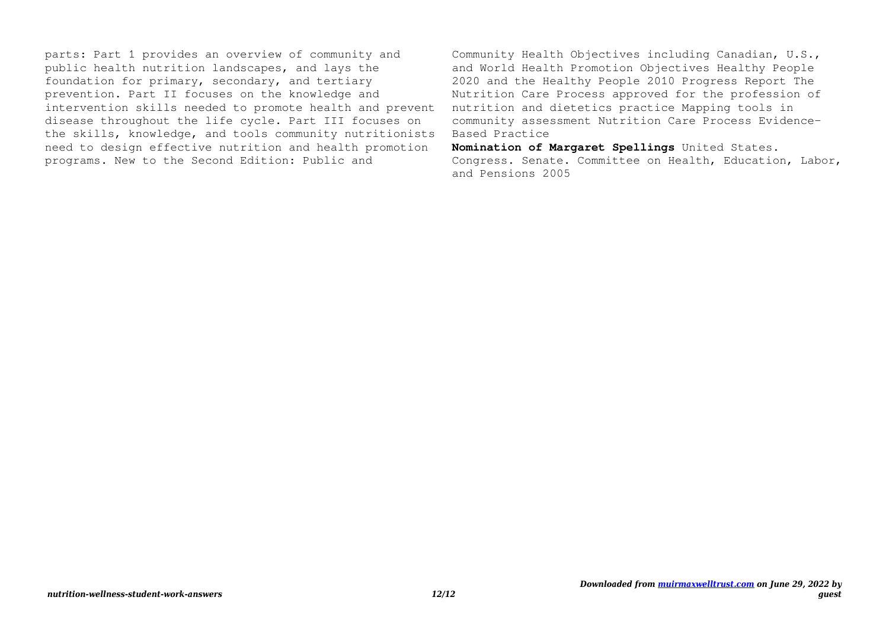parts: Part 1 provides an overview of community and public health nutrition landscapes, and lays the foundation for primary, secondary, and tertiary prevention. Part II focuses on the knowledge and intervention skills needed to promote health and prevent disease throughout the life cycle. Part III focuses on the skills, knowledge, and tools community nutritionists need to design effective nutrition and health promotion programs. New to the Second Edition: Public and Community Health Objectives including Canadian, U.S., and World Health Promotion Objectives Healthy People 2020 and the Healthy People 2010 Progress Report The Nutrition Care Process approved for the profession of nutrition and dietetics practice Mapping tools in community assessment Nutrition Care Process Evidence-Based Practice

**Nomination of Margaret Spellings** United States. Congress. Senate. Committee on Health, Education, Labor, and Pensions 2005